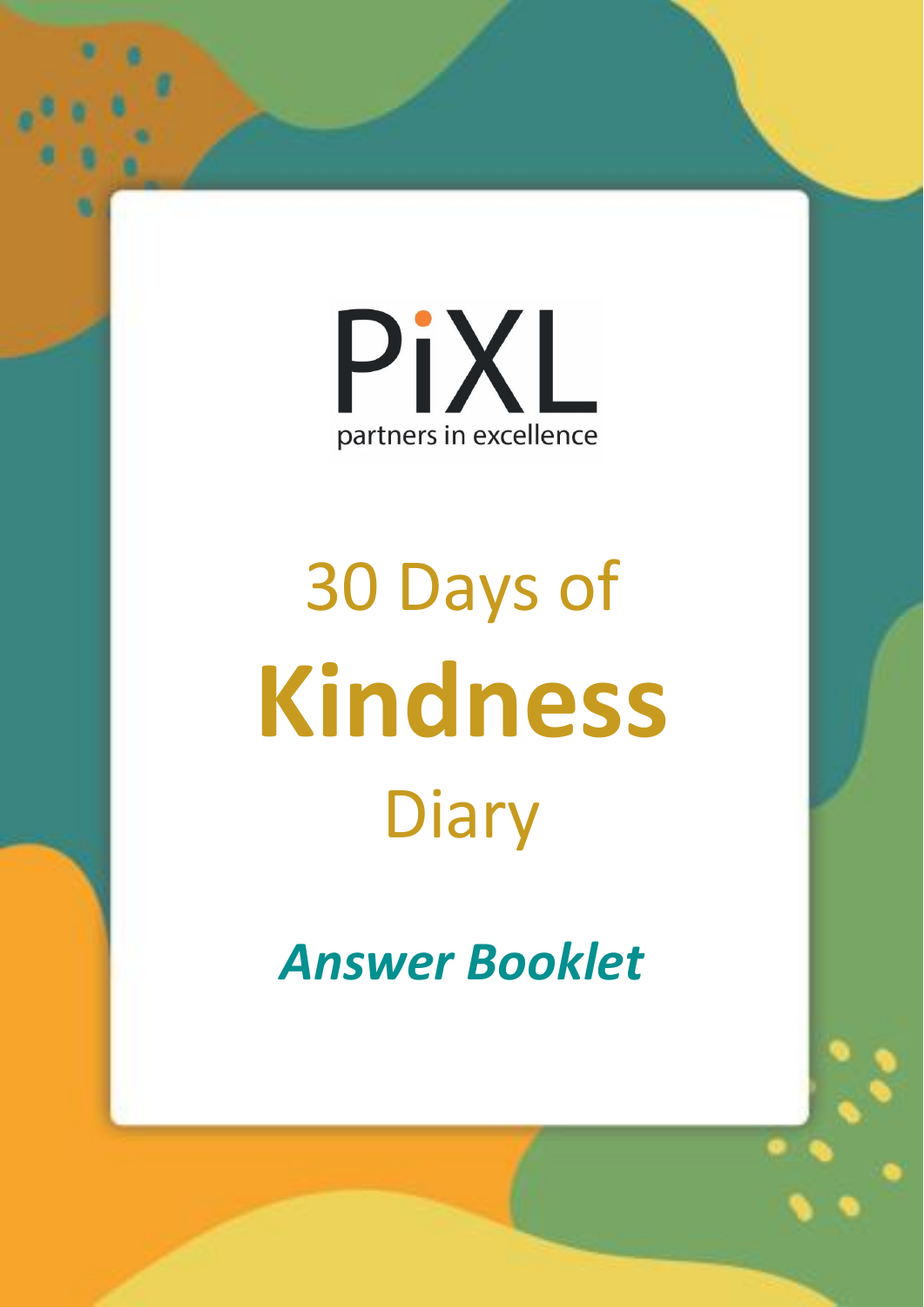PiXL

partners in excellence

# 30 Days of **Kindness** Diary

***Answer Booklet***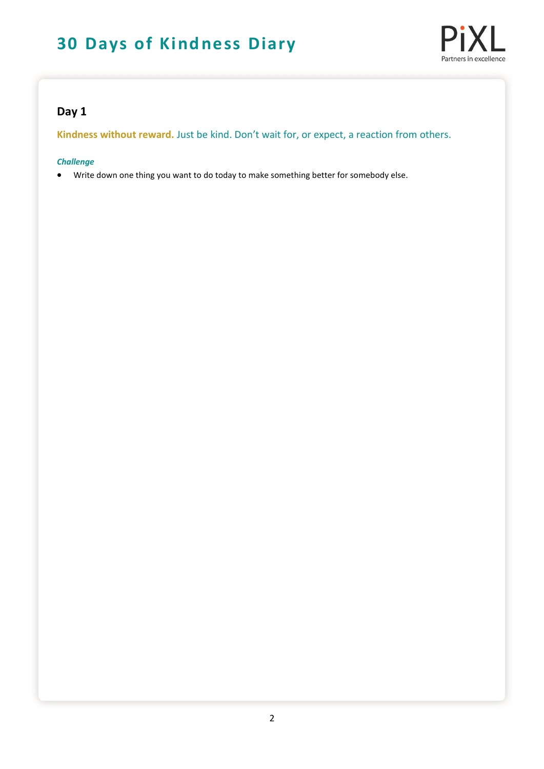## Day 1

**Kindness without reward.** Just be kind. Don't wait for, or expect, a reaction from others.

***Challenge***

- Write down one thing you want to do today to make something better for somebody else.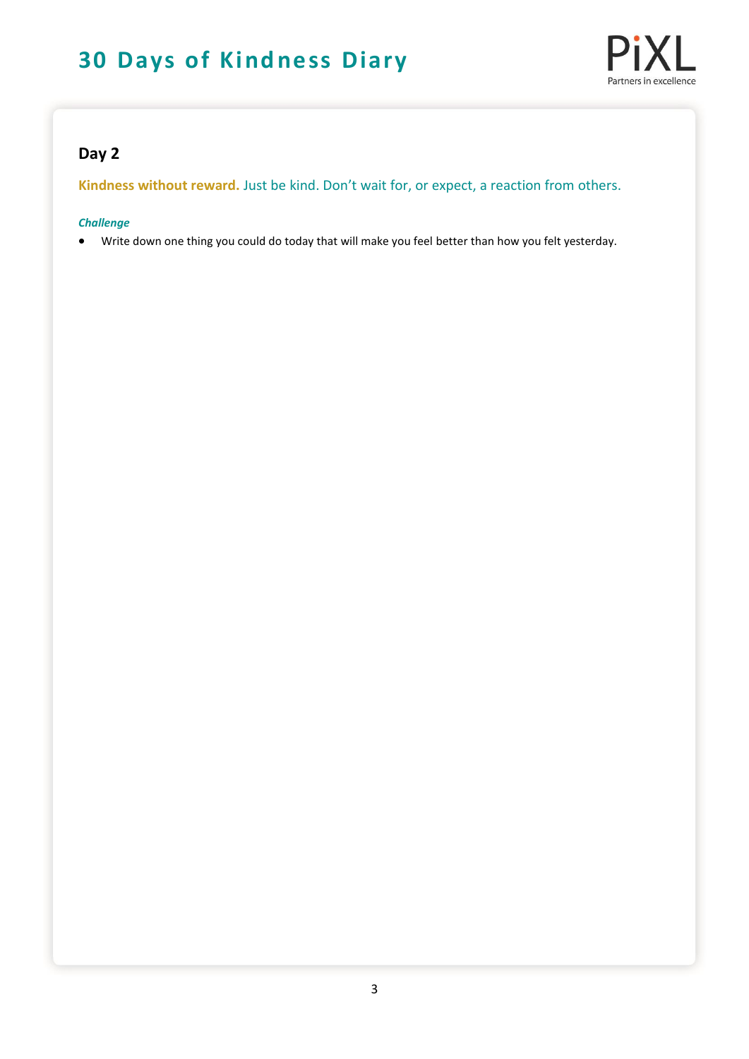## Day 2

**Kindness without reward.** Just be kind. Don't wait for, or expect, a reaction from others.

***Challenge***

- Write down one thing you could do today that will make you feel better than how you felt yesterday.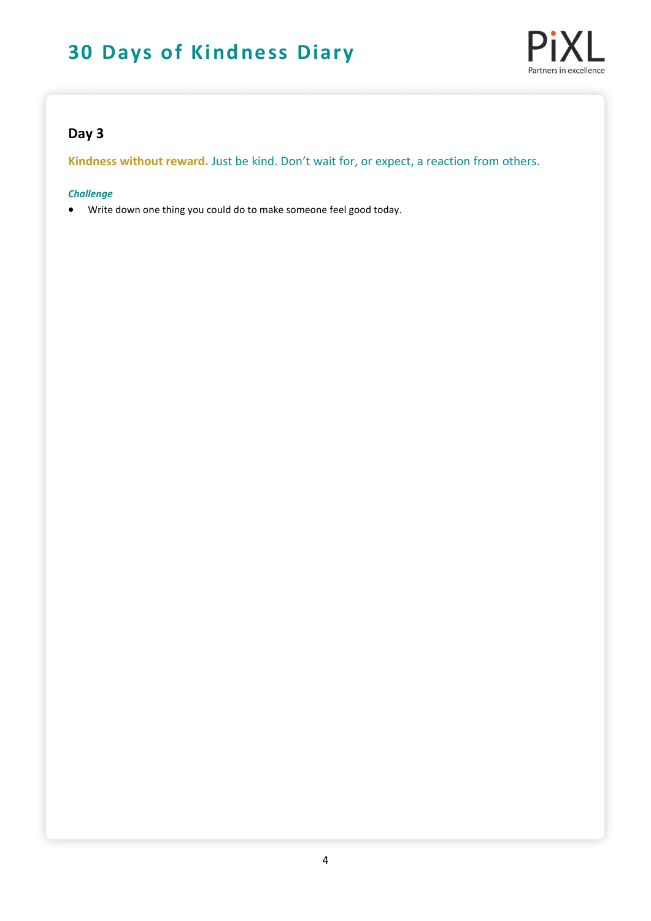## Day 3

**Kindness without reward.** Just be kind. Don't wait for, or expect, a reaction from others.

***Challenge***

- Write down one thing you could do to make someone feel good today.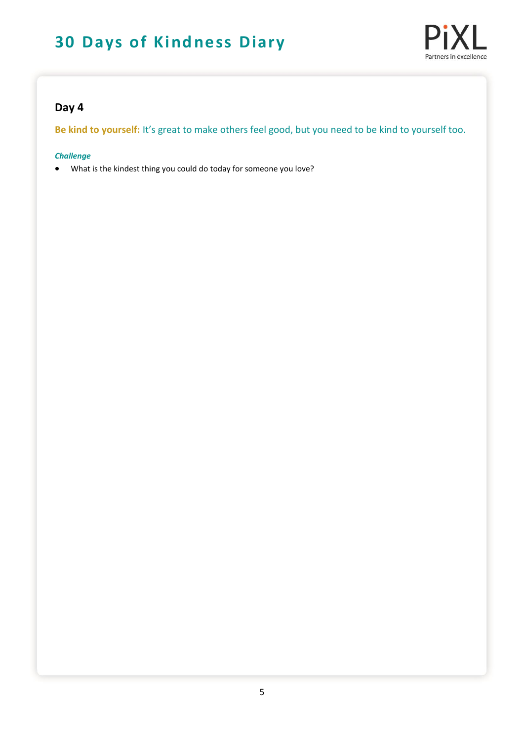# 30 Days of Kindness Diary

## Day 4

**Be kind to yourself:** It's great to make others feel good, but you need to be kind to yourself too.

***Challenge***

- What is the kindest thing you could do today for someone you love?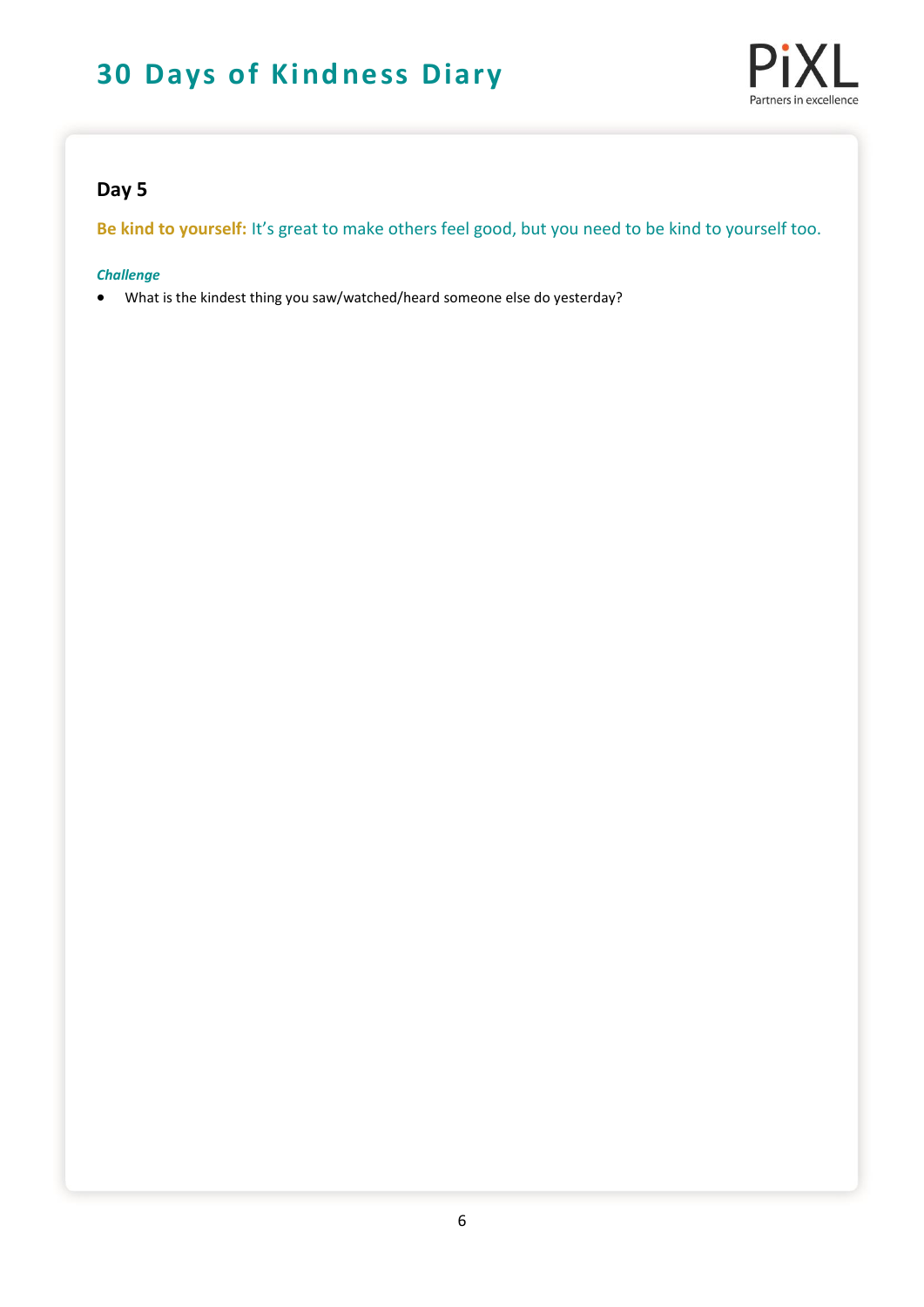# 30 Days of Kindness Diary

## Day 5

**Be kind to yourself:** It's great to make others feel good, but you need to be kind to yourself too.

***Challenge***

- What is the kindest thing you saw/watched/heard someone else do yesterday?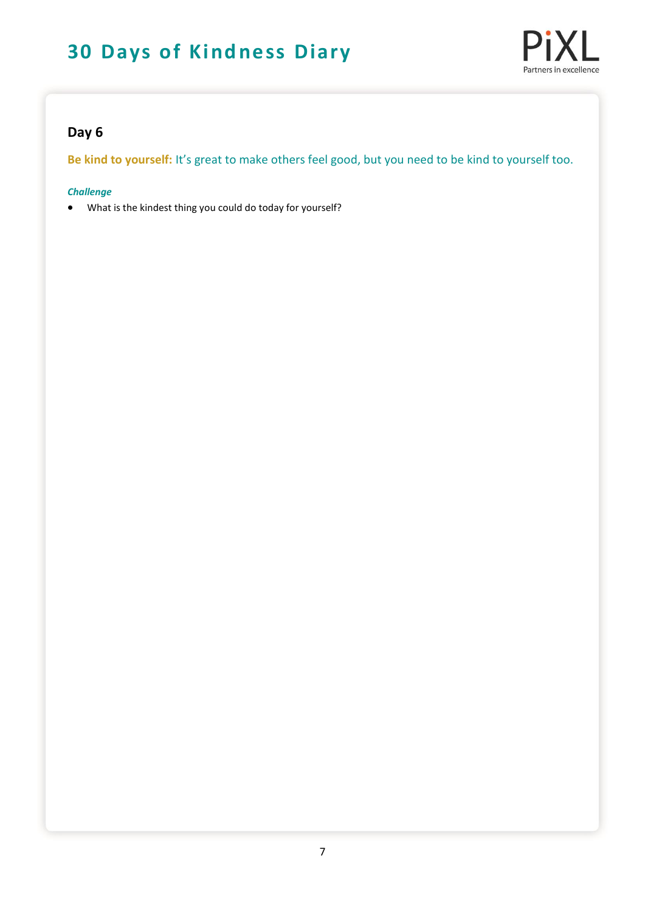## Day 6

**Be kind to yourself:** It's great to make others feel good, but you need to be kind to yourself too.

***Challenge***

- What is the kindest thing you could do today for yourself?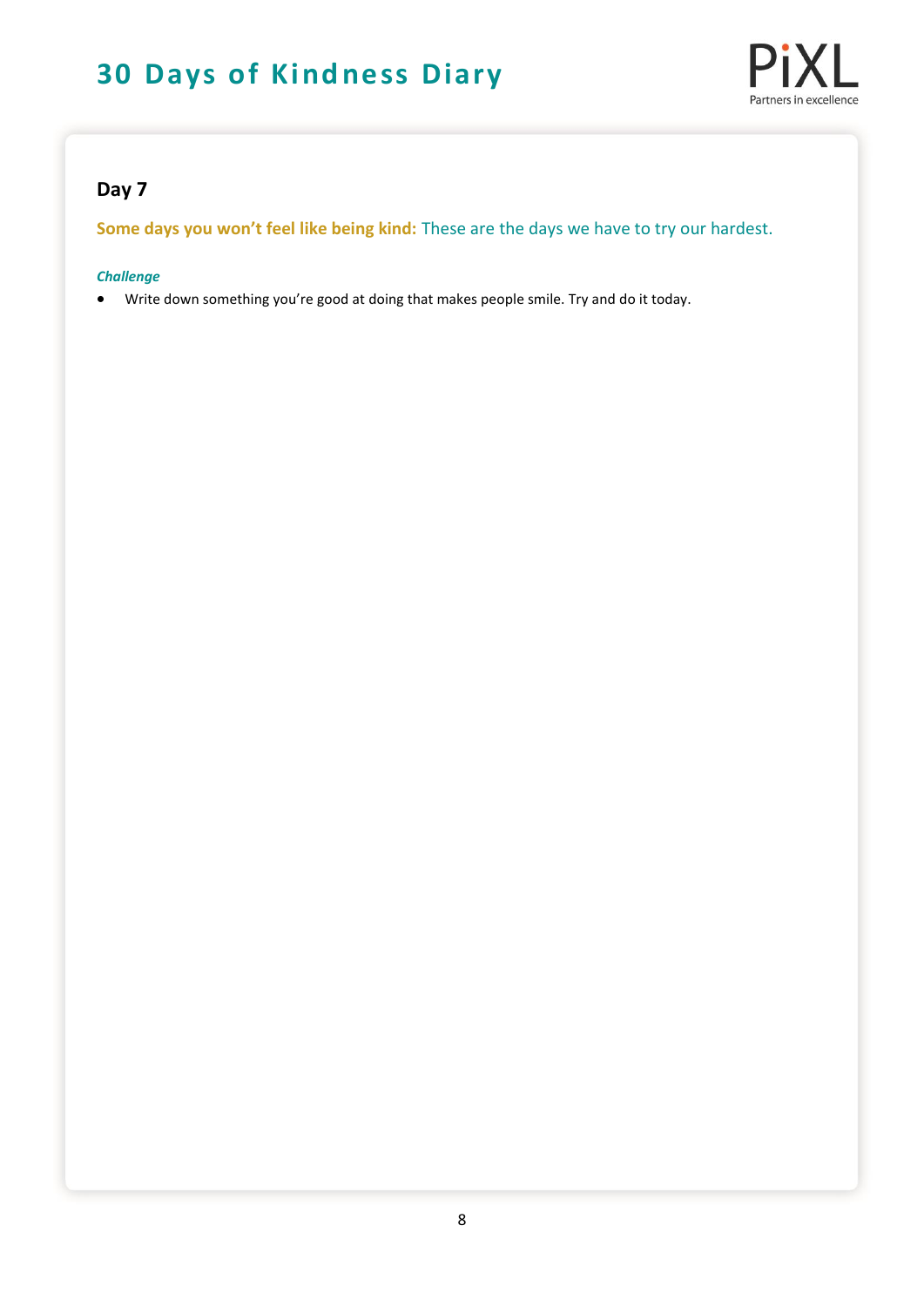## Day 7

**Some days you won't feel like being kind:** These are the days we have to try our hardest.

***Challenge***

- Write down something you're good at doing that makes people smile. Try and do it today.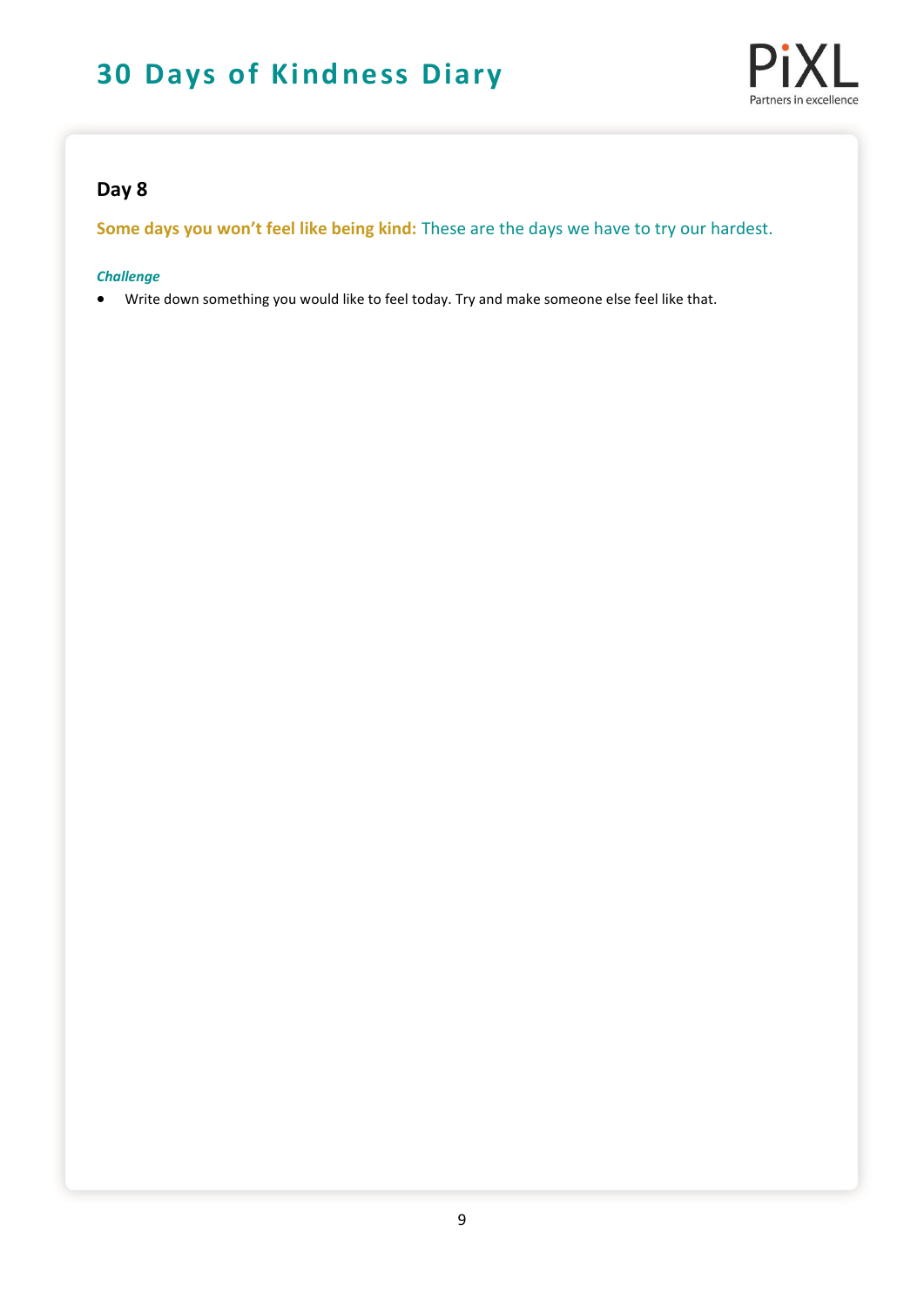## Day 8

**Some days you won't feel like being kind:** These are the days we have to try our hardest.

***Challenge***

- Write down something you would like to feel today. Try and make someone else feel like that.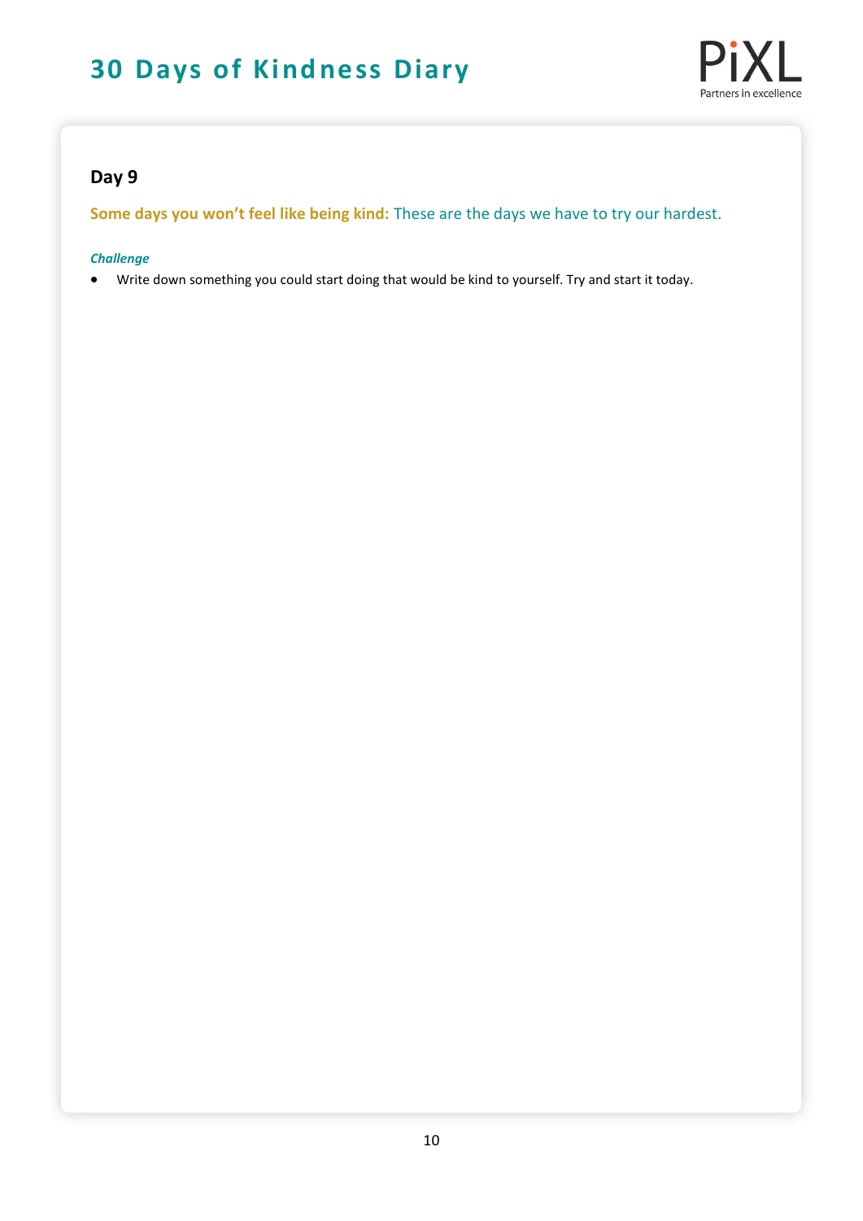# 30 Days of Kindness Diary

## Day 9

**Some days you won't feel like being kind:** These are the days we have to try our hardest.

***Challenge***

- Write down something you could start doing that would be kind to yourself. Try and start it today.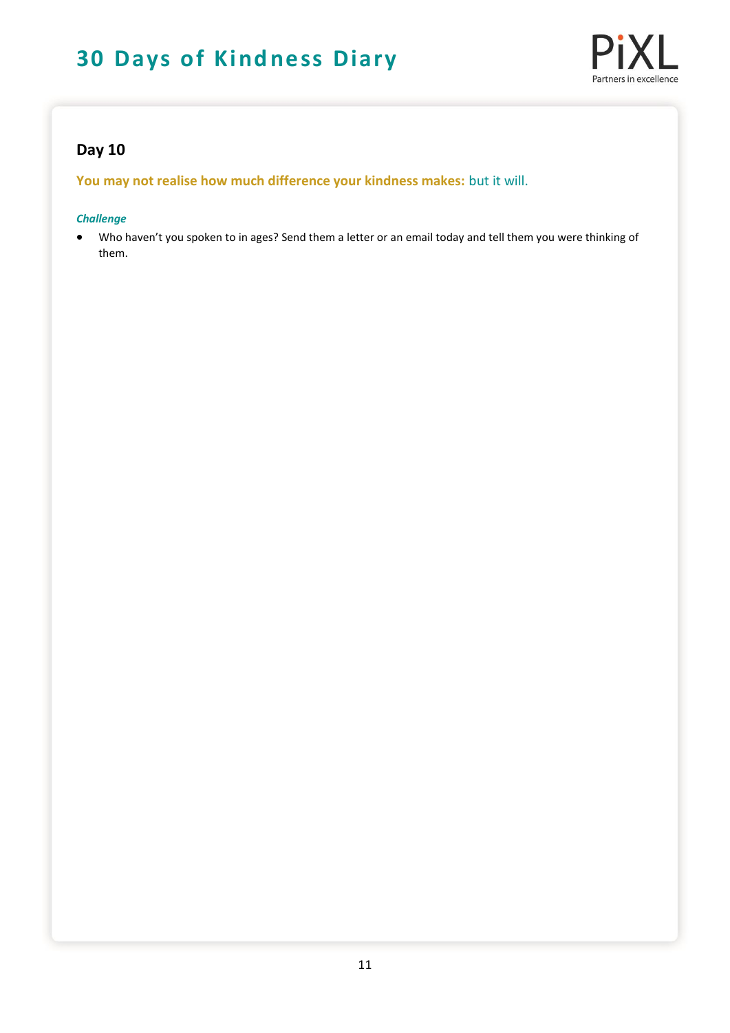## Day 10

**You may not realise how much difference your kindness makes:** but it will.

***Challenge***

- Who haven't you spoken to in ages? Send them a letter or an email today and tell them you were thinking of them.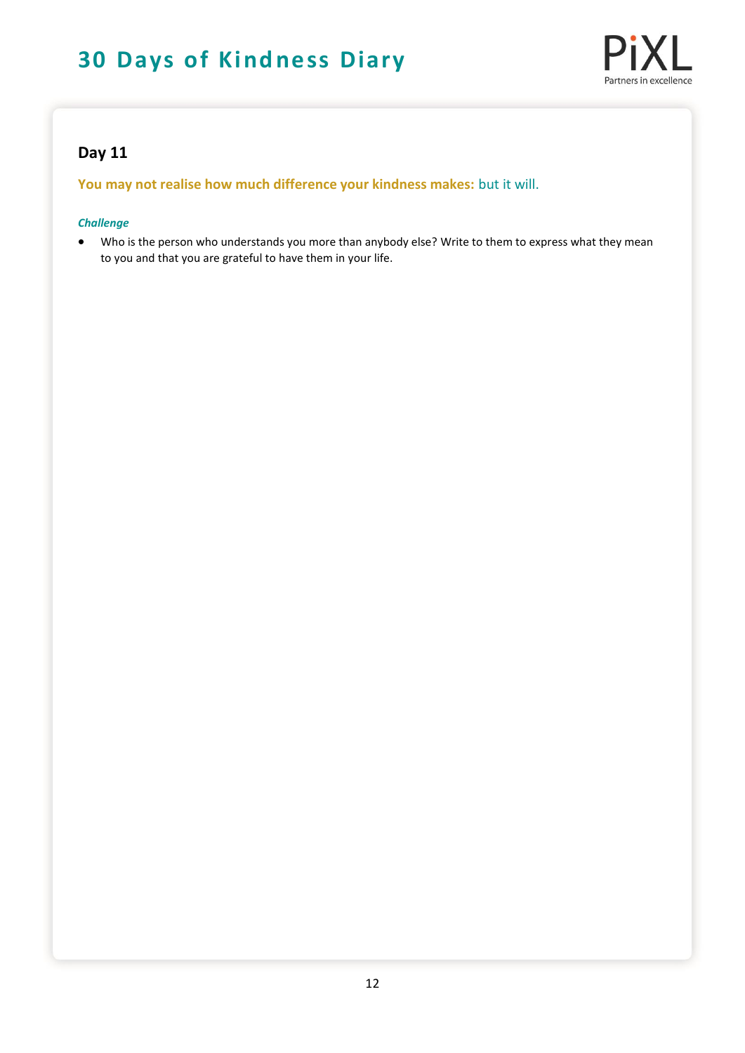## Day 11

**You may not realise how much difference your kindness makes:** but it will.

***Challenge***

- Who is the person who understands you more than anybody else? Write to them to express what they mean to you and that you are grateful to have them in your life.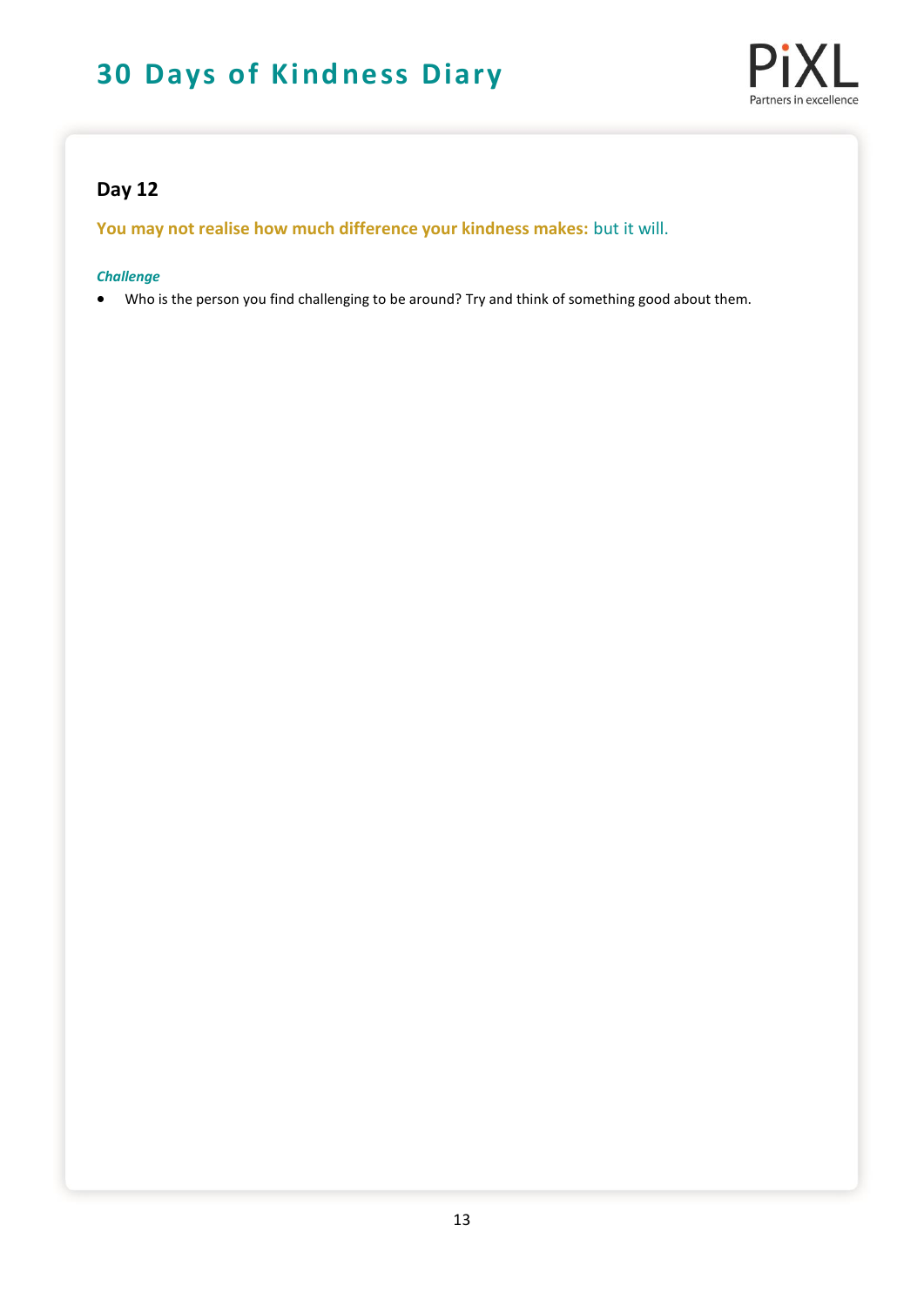## Day 12

**You may not realise how much difference your kindness makes:** but it will.

***Challenge***

- Who is the person you find challenging to be around? Try and think of something good about them.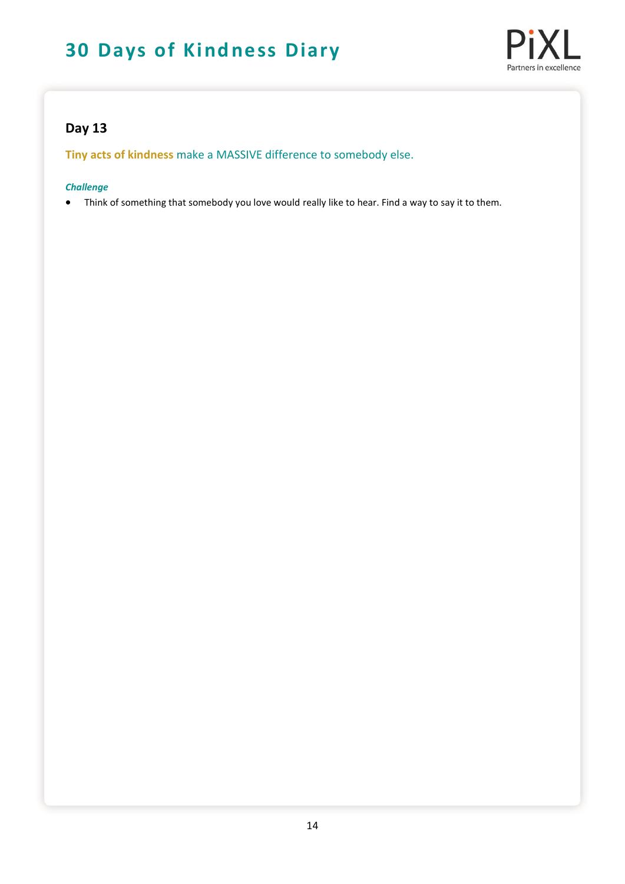## Day 13

**Tiny acts of kindness** make a MASSIVE difference to somebody else.

***Challenge***

- Think of something that somebody you love would really like to hear. Find a way to say it to them.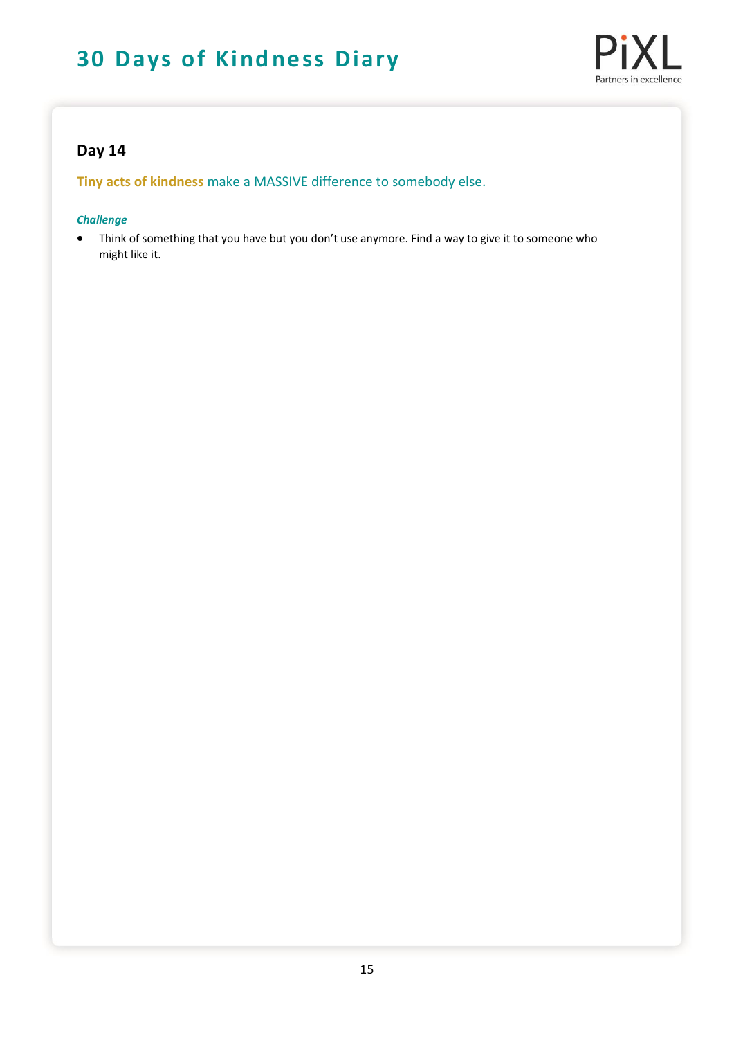## Day 14

**Tiny acts of kindness** make a MASSIVE difference to somebody else.

***Challenge***

- Think of something that you have but you don't use anymore. Find a way to give it to someone who might like it.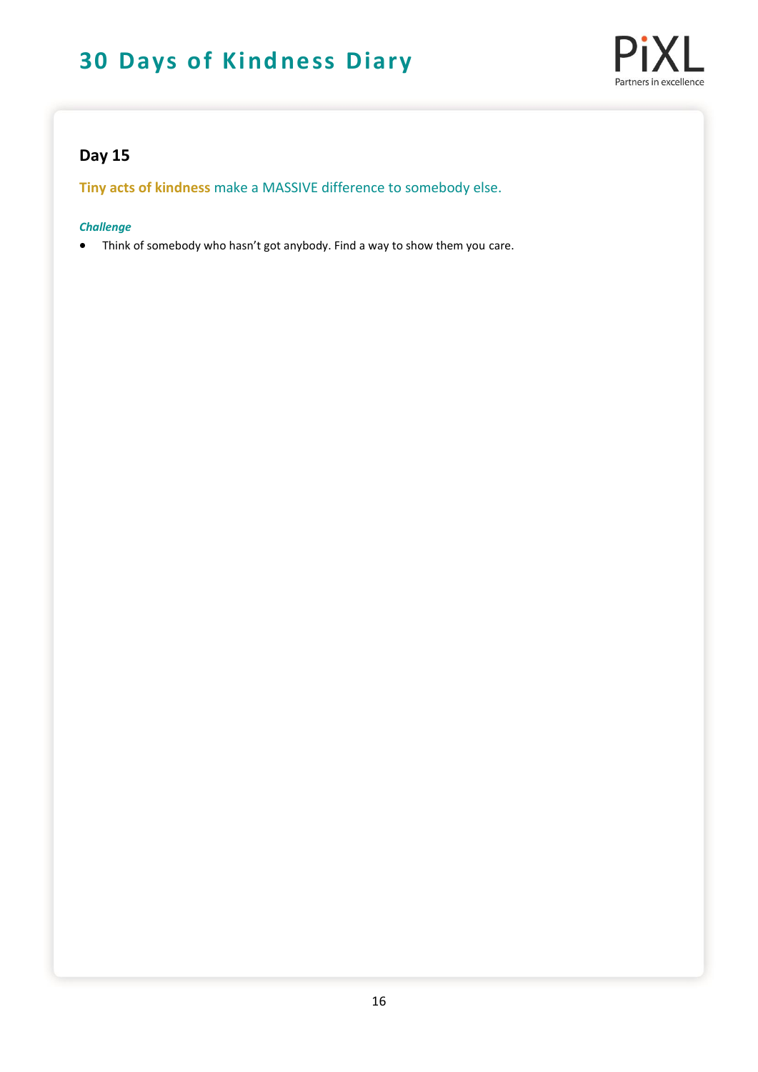## Day 15

**Tiny acts of kindness** make a MASSIVE difference to somebody else.

***Challenge***

- Think of somebody who hasn't got anybody. Find a way to show them you care.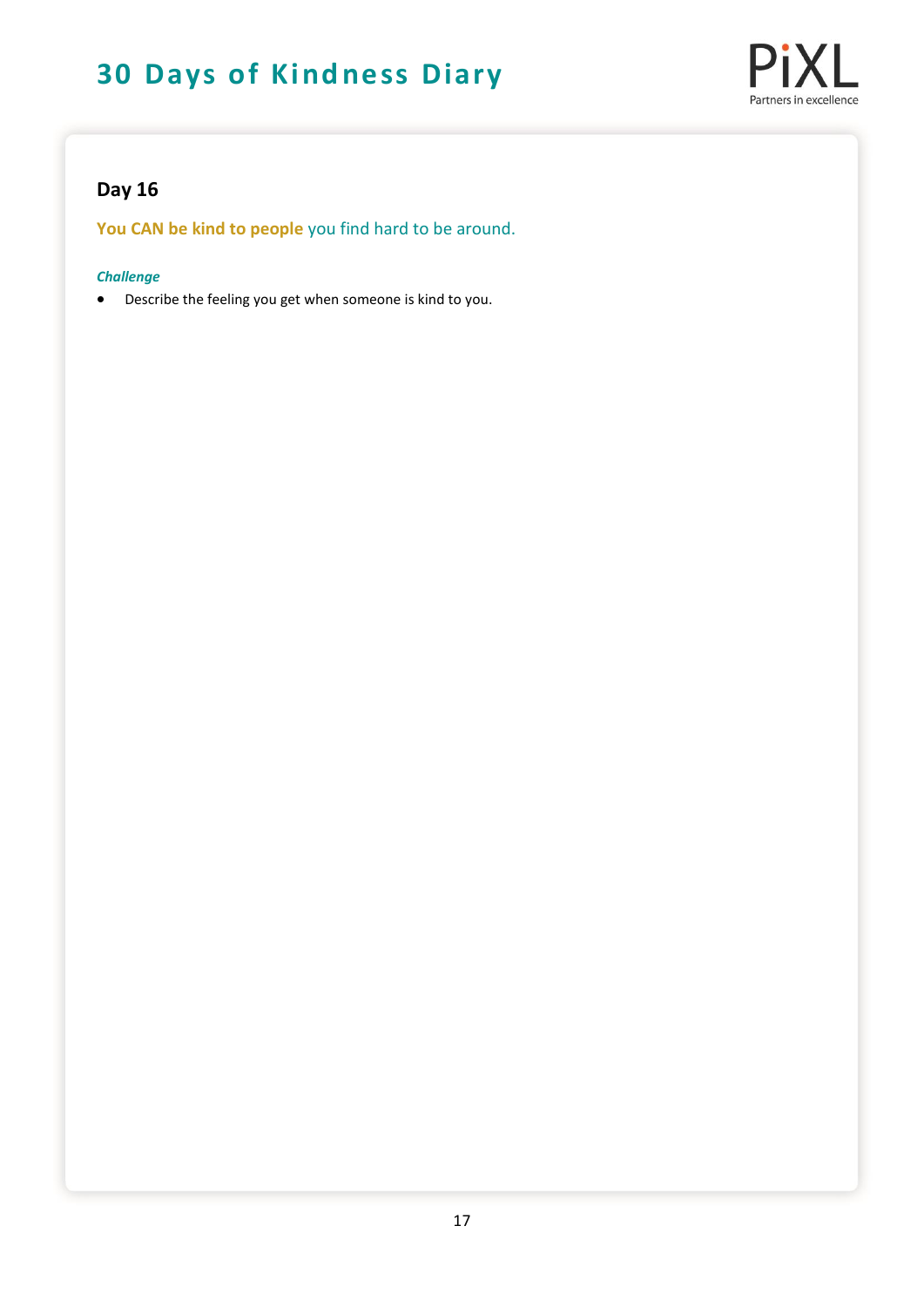## Day 16

**You CAN be kind to people** you find hard to be around.

***Challenge***

- Describe the feeling you get when someone is kind to you.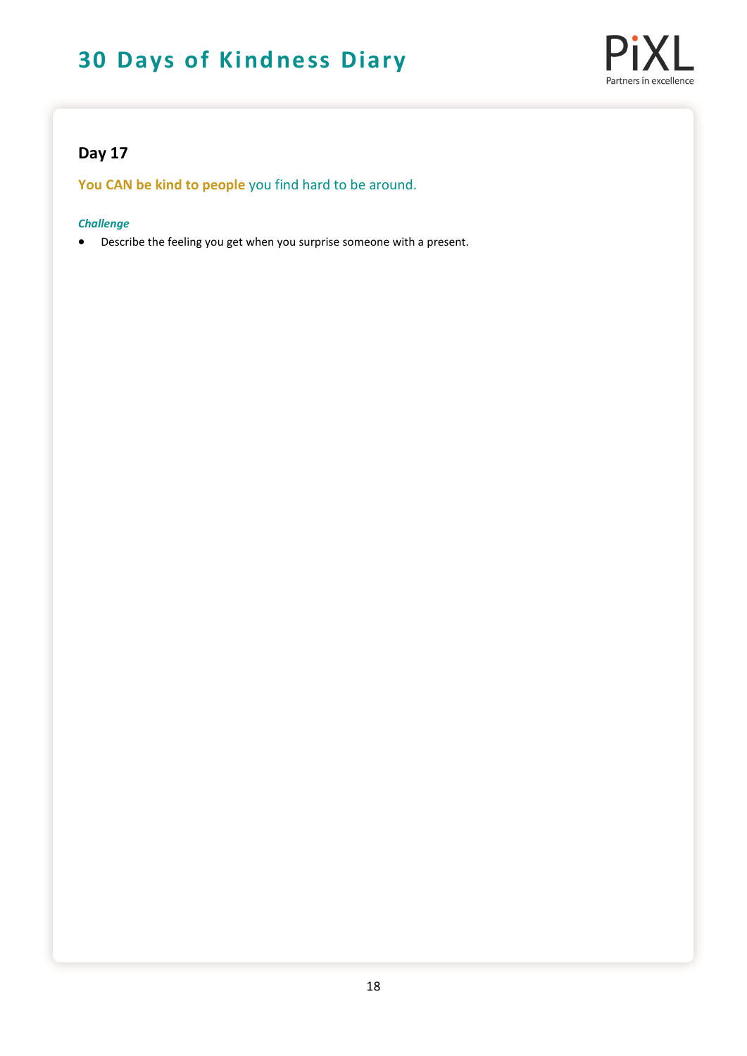## Day 17

**You CAN be kind to people** you find hard to be around.

***Challenge***

- Describe the feeling you get when you surprise someone with a present.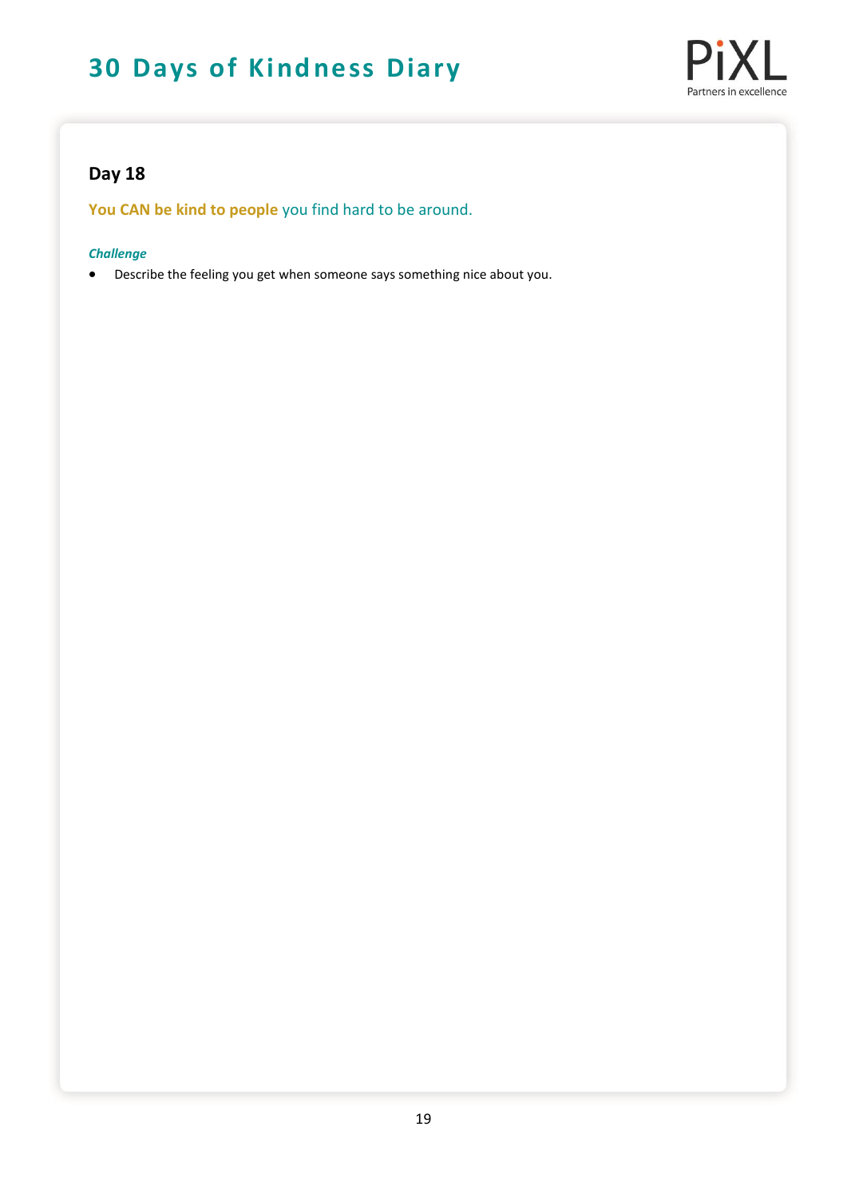## Day 18

**You CAN be kind to people** you find hard to be around.

***Challenge***

- Describe the feeling you get when someone says something nice about you.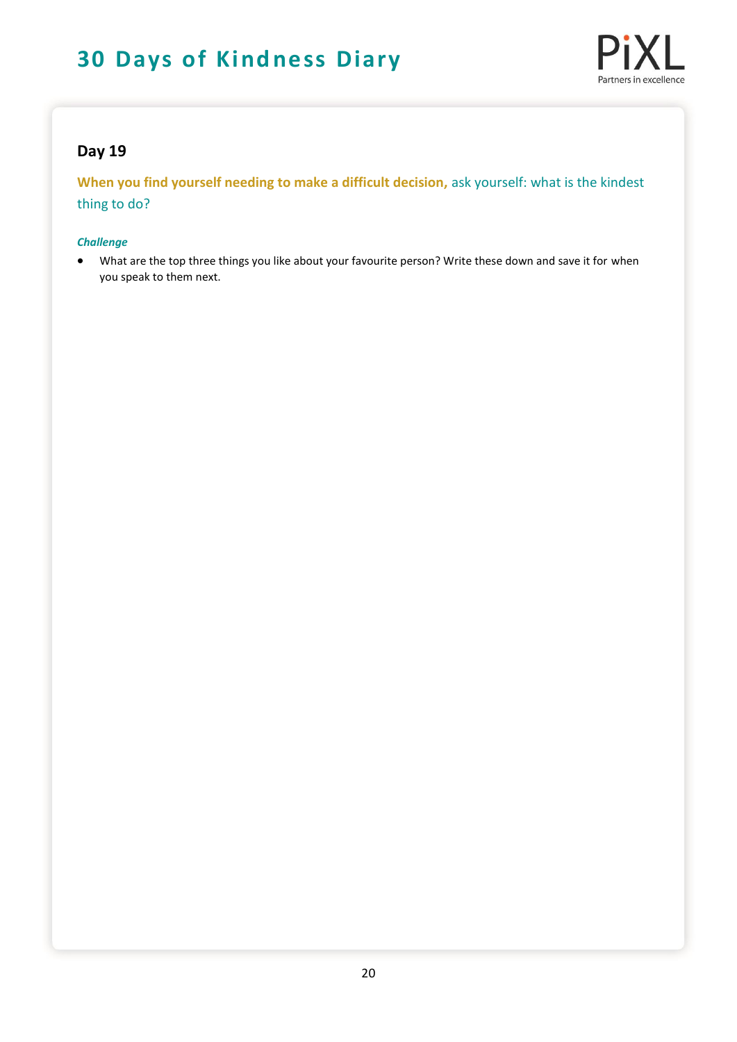## Day 19

**When you find yourself needing to make a difficult decision,** ask yourself: what is the kindest thing to do?

***Challenge***

- What are the top three things you like about your favourite person? Write these down and save it for when you speak to them next.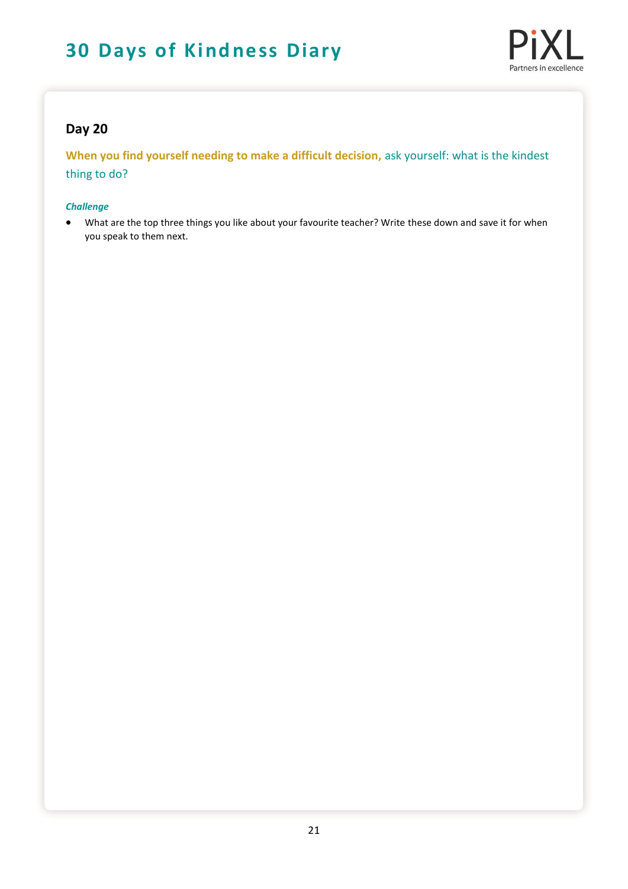## Day 20

**When you find yourself needing to make a difficult decision,** ask yourself: what is the kindest thing to do?

***Challenge***

- What are the top three things you like about your favourite teacher? Write these down and save it for when you speak to them next.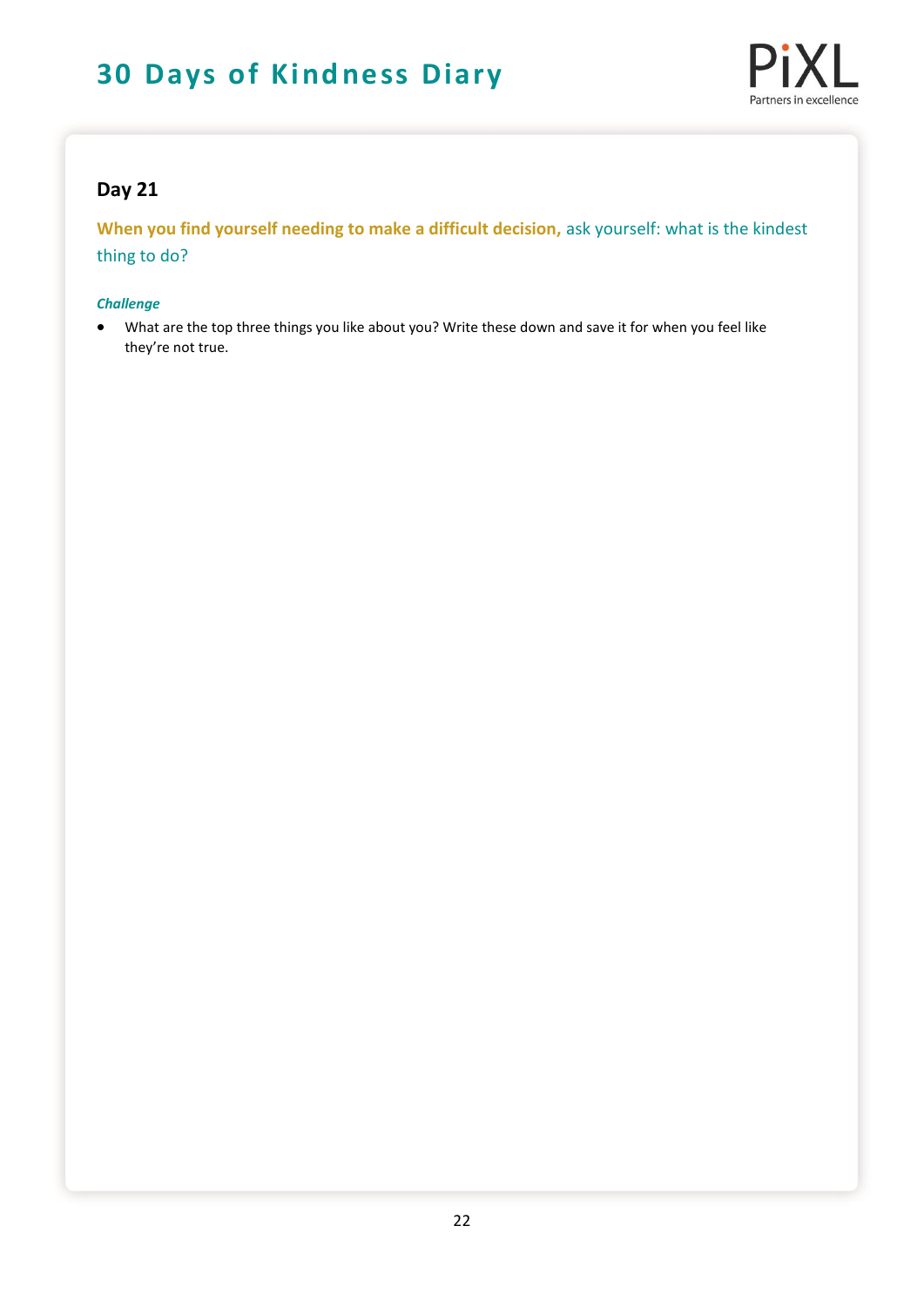## Day 21

**When you find yourself needing to make a difficult decision,** ask yourself: what is the kindest thing to do?

***Challenge***

- What are the top three things you like about you? Write these down and save it for when you feel like they're not true.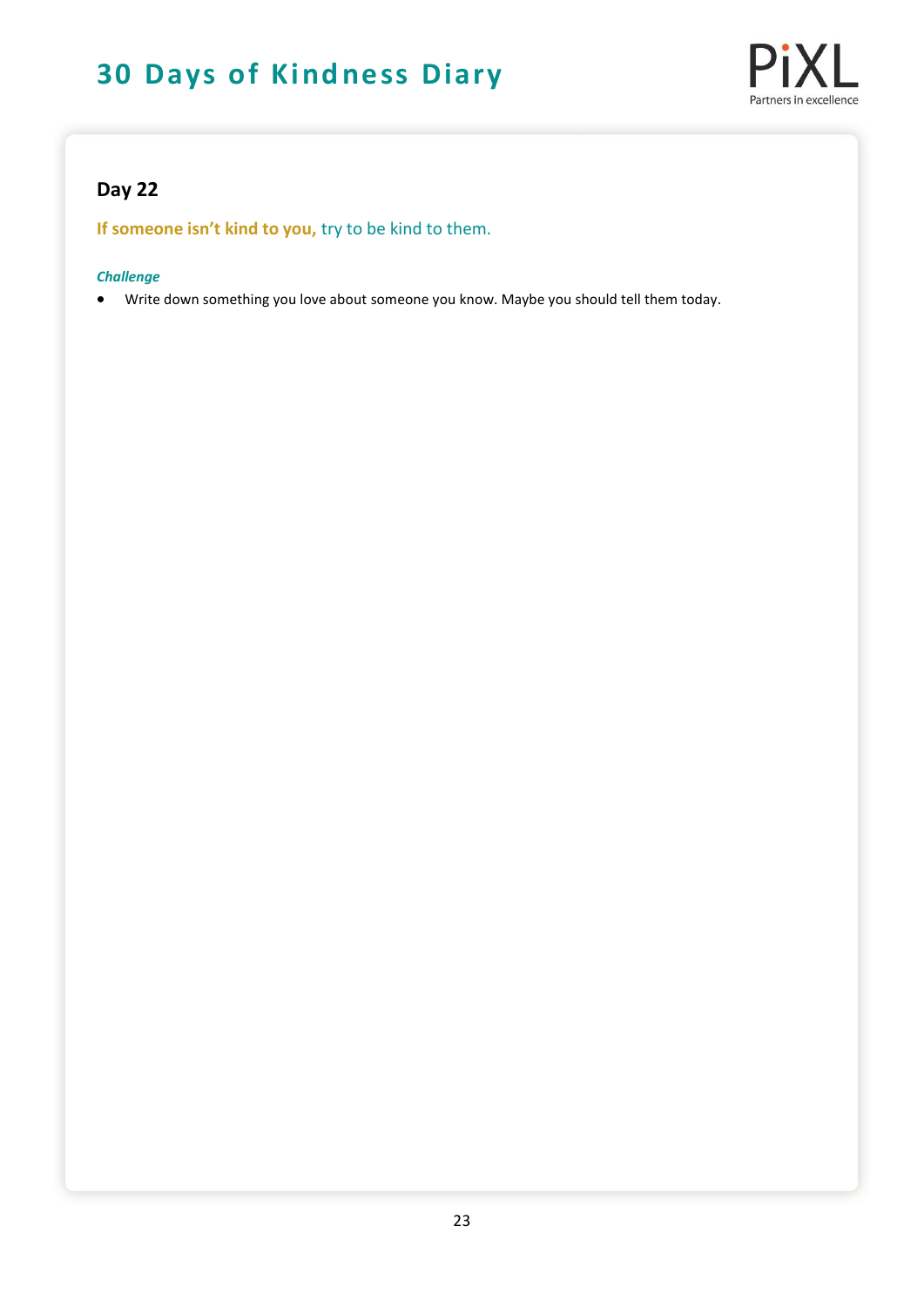## Day 22

**If someone isn't kind to you,** try to be kind to them.

***Challenge***

- Write down something you love about someone you know. Maybe you should tell them today.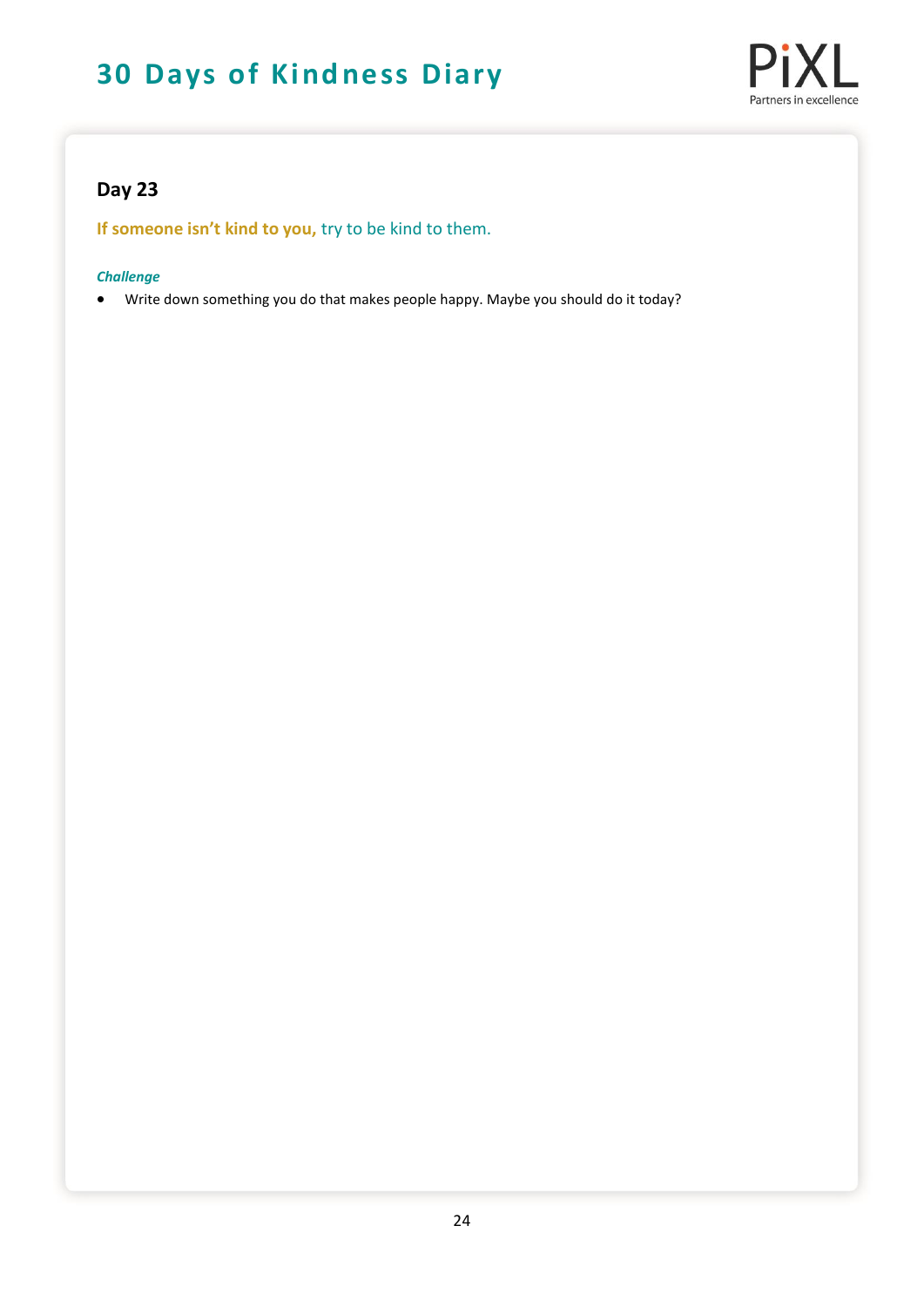## Day 23

**If someone isn't kind to you,** try to be kind to them.

***Challenge***

- Write down something you do that makes people happy. Maybe you should do it today?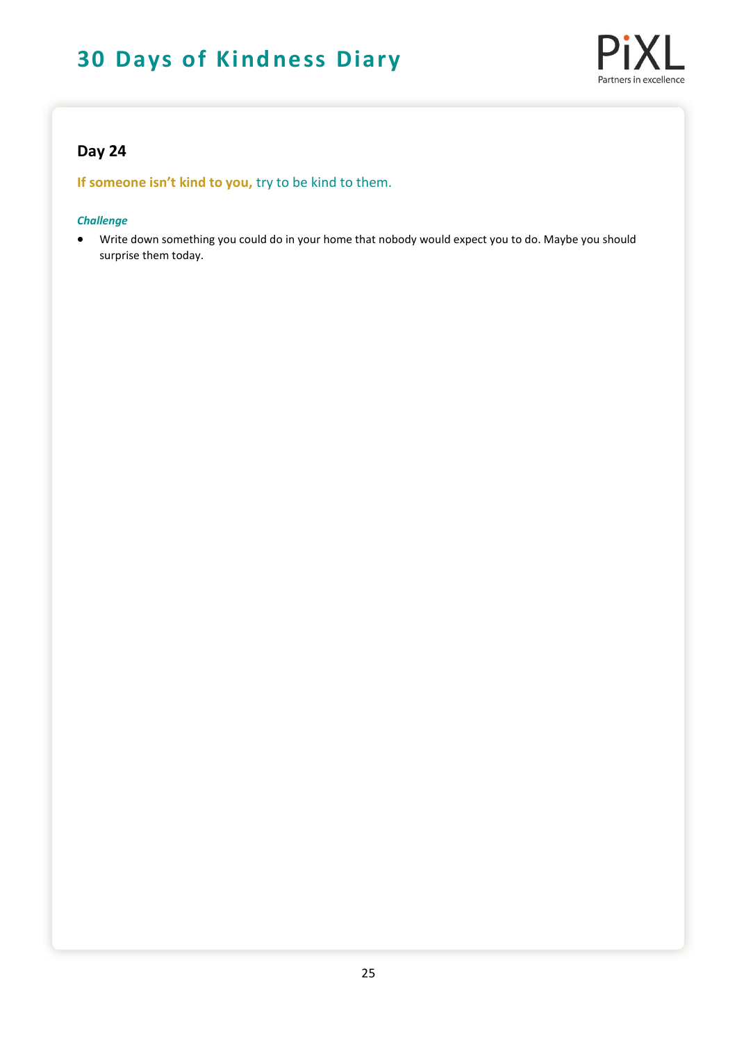# 30 Days of Kindness Diary

## Day 24

**If someone isn't kind to you,** try to be kind to them.

***Challenge***

- Write down something you could do in your home that nobody would expect you to do. Maybe you should surprise them today.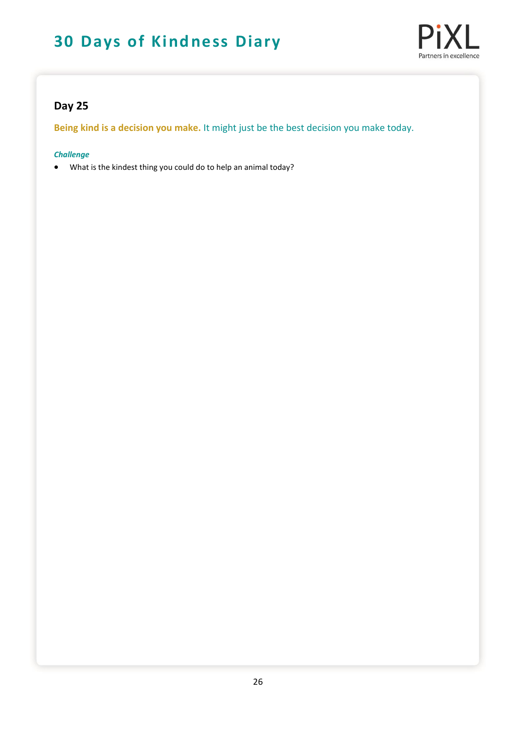## Day 25

**Being kind is a decision you make.** It might just be the best decision you make today.

***Challenge***

- What is the kindest thing you could do to help an animal today?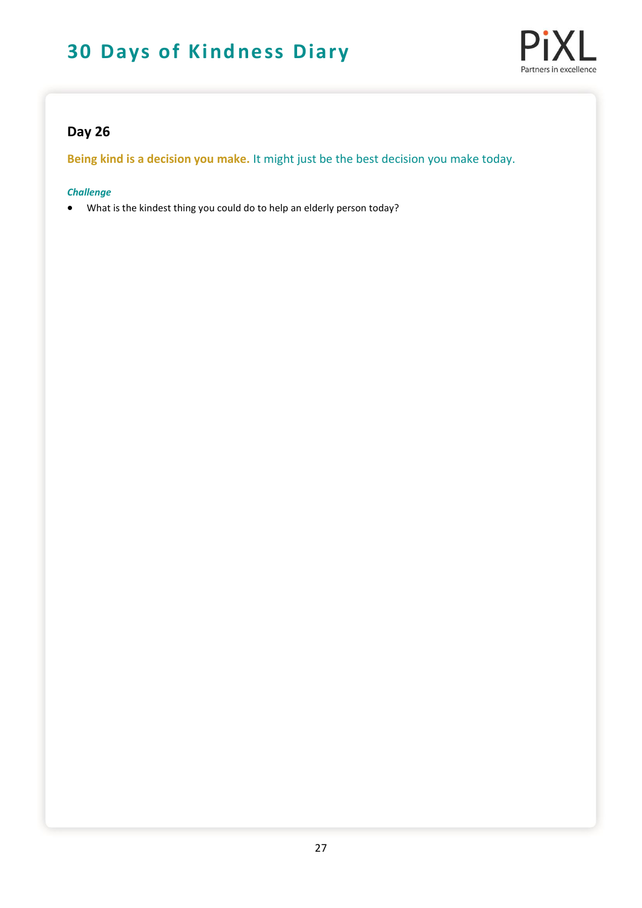# 30 Days of Kindness Diary

## Day 26

**Being kind is a decision you make.** It might just be the best decision you make today.

***Challenge***

- What is the kindest thing you could do to help an elderly person today?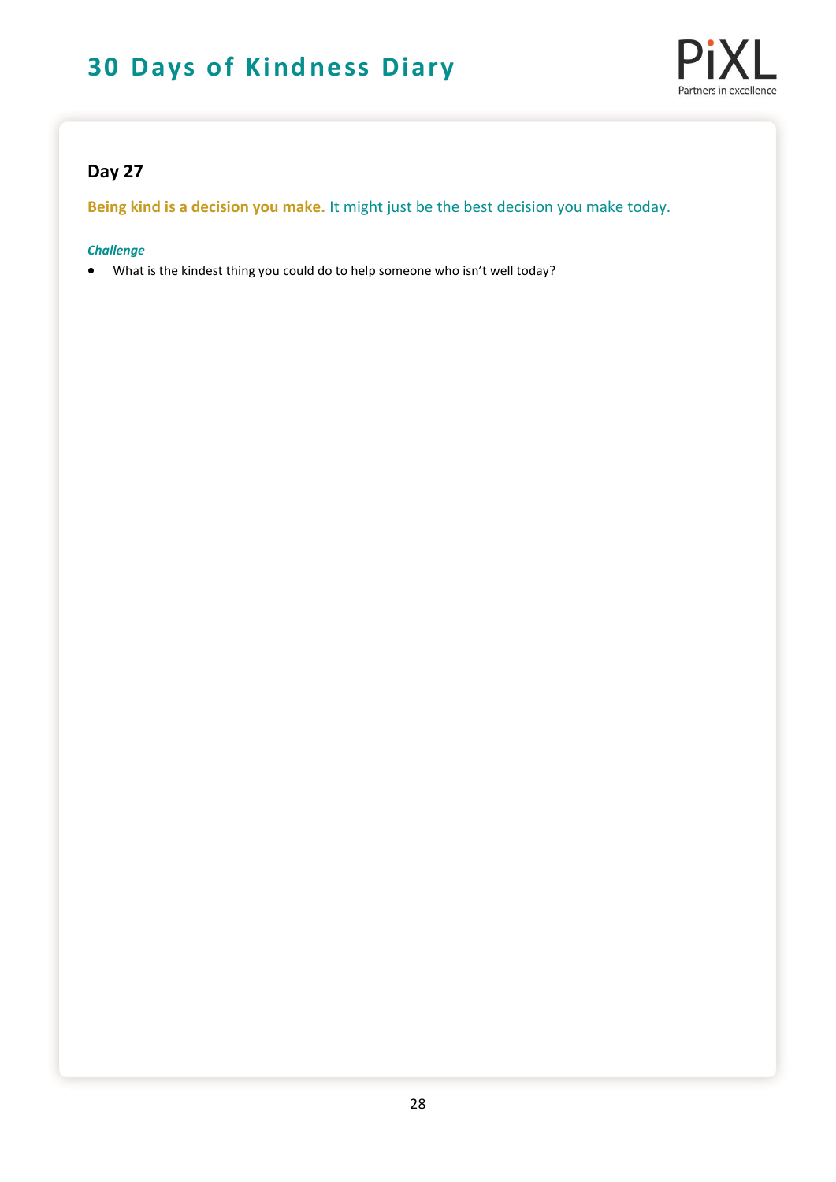## Day 27

**Being kind is a decision you make.** It might just be the best decision you make today.

***Challenge***

- What is the kindest thing you could do to help someone who isn't well today?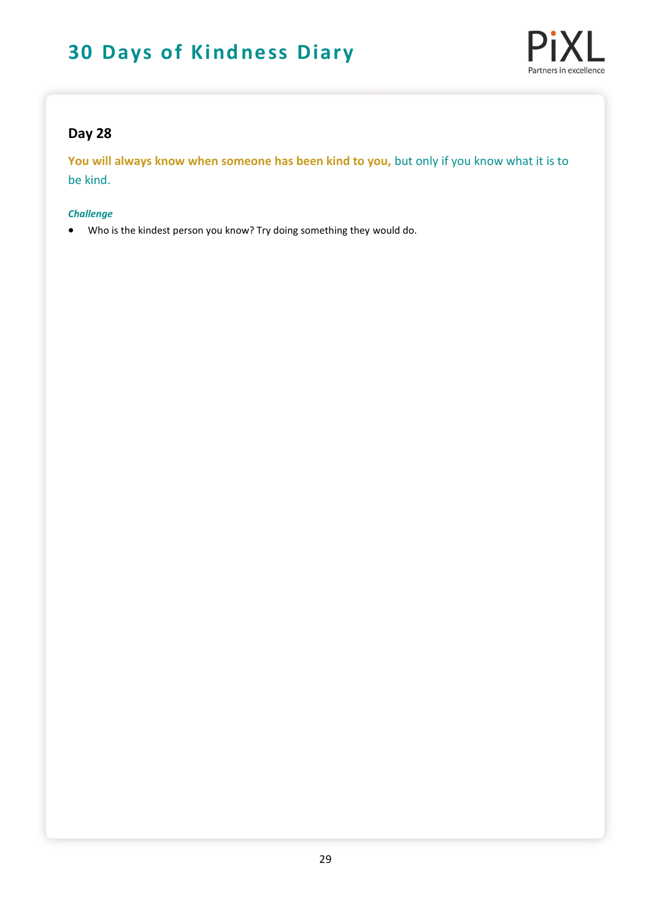## Day 28

**You will always know when someone has been kind to you,** but only if you know what it is to be kind.

***Challenge***

- Who is the kindest person you know? Try doing something they would do.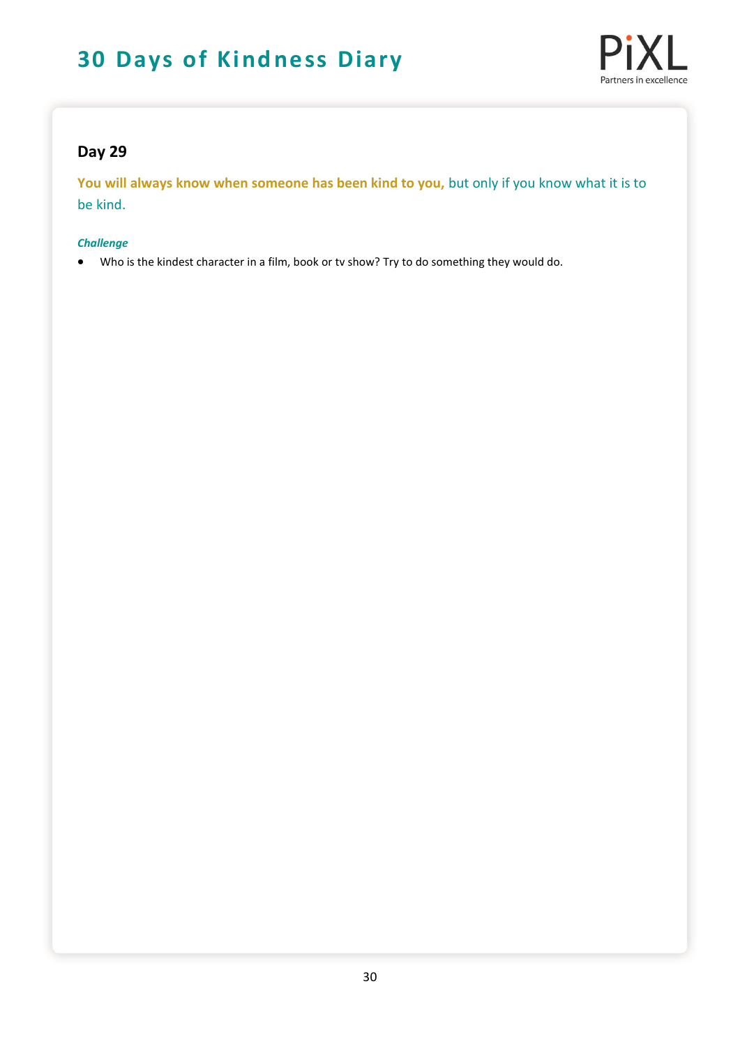## Day 29

**You will always know when someone has been kind to you,** but only if you know what it is to be kind.

***Challenge***

- Who is the kindest character in a film, book or tv show? Try to do something they would do.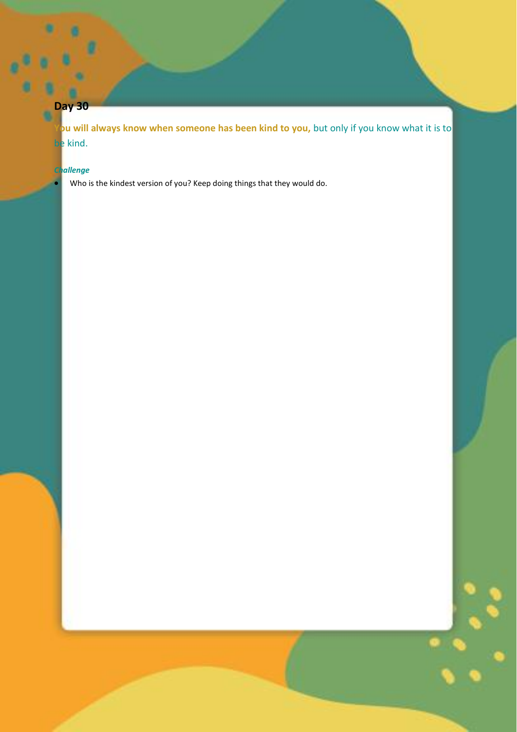## Day 30

**You will always know when someone has been kind to you,** but only if you know what it is to be kind.

***Challenge***

- Who is the kindest version of you? Keep doing things that they would do.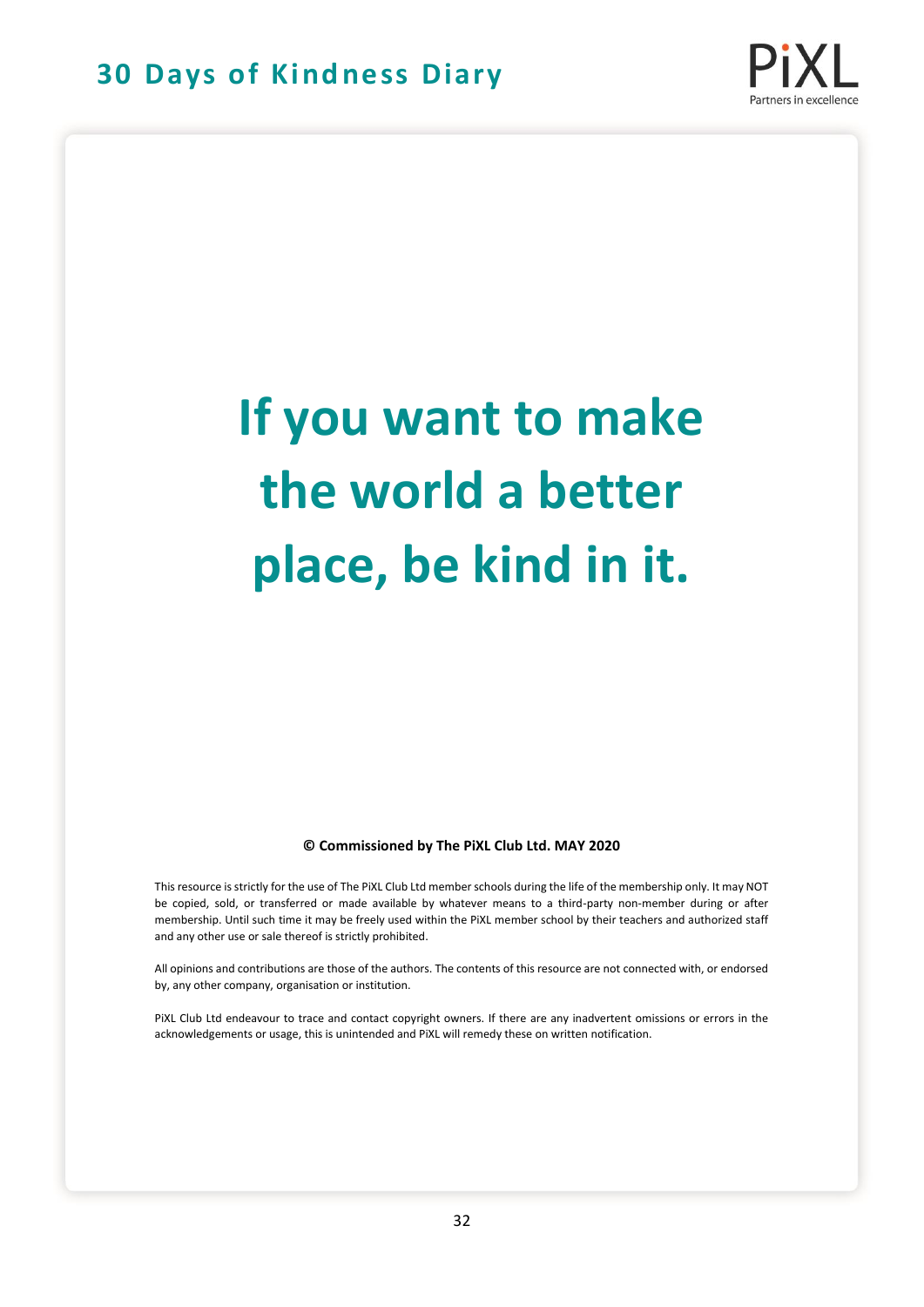# If you want to make the world a better place, be kind in it.

**© Commissioned by The PiXL Club Ltd. MAY 2020**

This resource is strictly for the use of The PiXL Club Ltd member schools during the life of the membership only. It may NOT be copied, sold, or transferred or made available by whatever means to a third-party non-member during or after membership. Until such time it may be freely used within the PiXL member school by their teachers and authorized staff and any other use or sale thereof is strictly prohibited.

All opinions and contributions are those of the authors. The contents of this resource are not connected with, or endorsed by, any other company, organisation or institution.

PiXL Club Ltd endeavour to trace and contact copyright owners. If there are any inadvertent omissions or errors in the acknowledgements or usage, this is unintended and PiXL will remedy these on written notification.